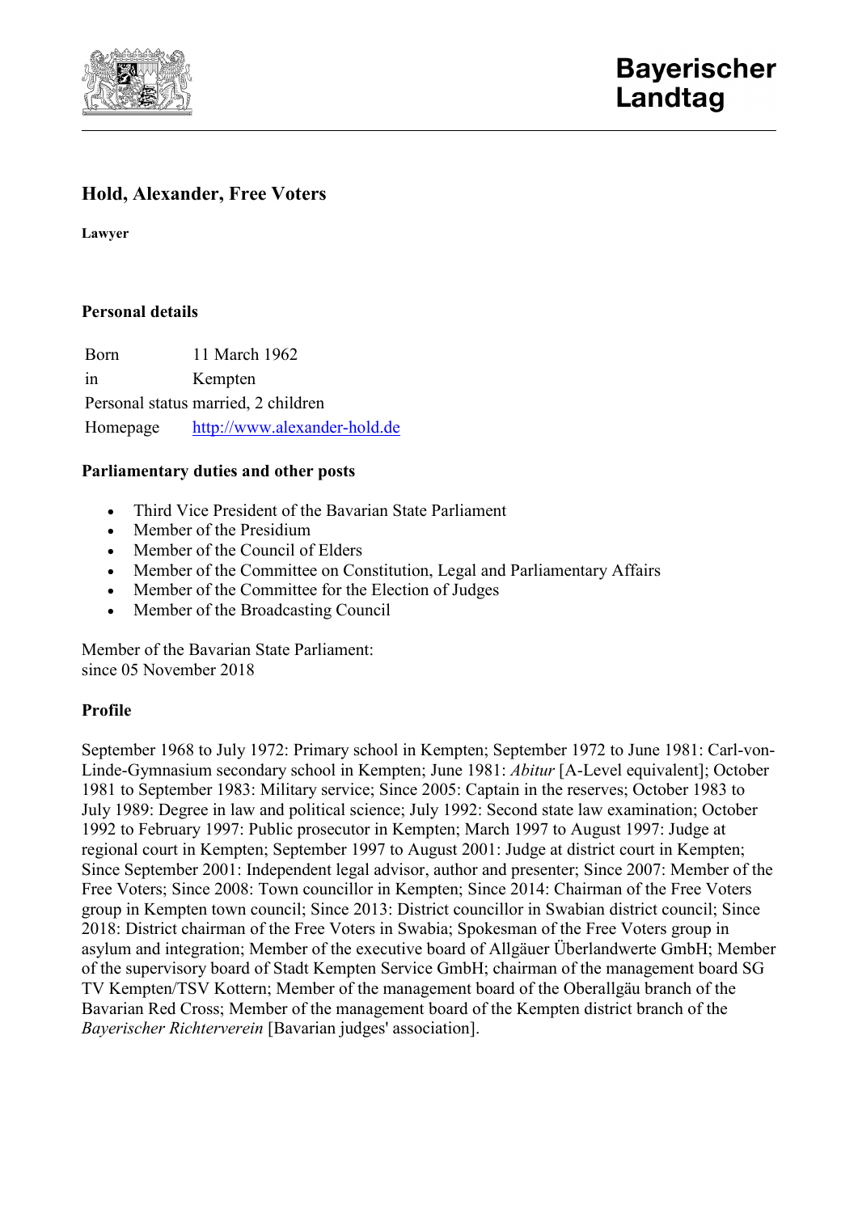Bayerischer Landtag

# Hold, Alexander, Free Voters

**Lawyer**

## Personal details

| | |
|---|---|
| Born | 11 March 1962 |
| in | Kempten |
| Personal status | married, 2 children |
| Homepage | [http://www.alexander-hold.de](http://www.alexander-hold.de) |

## Parliamentary duties and other posts

- Third Vice President of the Bavarian State Parliament
- Member of the Presidium
- Member of the Council of Elders
- Member of the Committee on Constitution, Legal and Parliamentary Affairs
- Member of the Committee for the Election of Judges
- Member of the Broadcasting Council

Member of the Bavarian State Parliament:
since 05 November 2018

## Profile

September 1968 to July 1972: Primary school in Kempten; September 1972 to June 1981: Carl-von-Linde-Gymnasium secondary school in Kempten; June 1981: *Abitur* [A-Level equivalent]; October 1981 to September 1983: Military service; Since 2005: Captain in the reserves; October 1983 to July 1989: Degree in law and political science; July 1992: Second state law examination; October 1992 to February 1997: Public prosecutor in Kempten; March 1997 to August 1997: Judge at regional court in Kempten; September 1997 to August 2001: Judge at district court in Kempten; Since September 2001: Independent legal advisor, author and presenter; Since 2007: Member of the Free Voters; Since 2008: Town councillor in Kempten; Since 2014: Chairman of the Free Voters group in Kempten town council; Since 2013: District councillor in Swabian district council; Since 2018: District chairman of the Free Voters in Swabia; Spokesman of the Free Voters group in asylum and integration; Member of the executive board of Allgäuer Überlandwerte GmbH; Member of the supervisory board of Stadt Kempten Service GmbH; chairman of the management board SG TV Kempten/TSV Kottern; Member of the management board of the Oberallgäu branch of the Bavarian Red Cross; Member of the management board of the Kempten district branch of the *Bayerischer Richterverein* [Bavarian judges' association].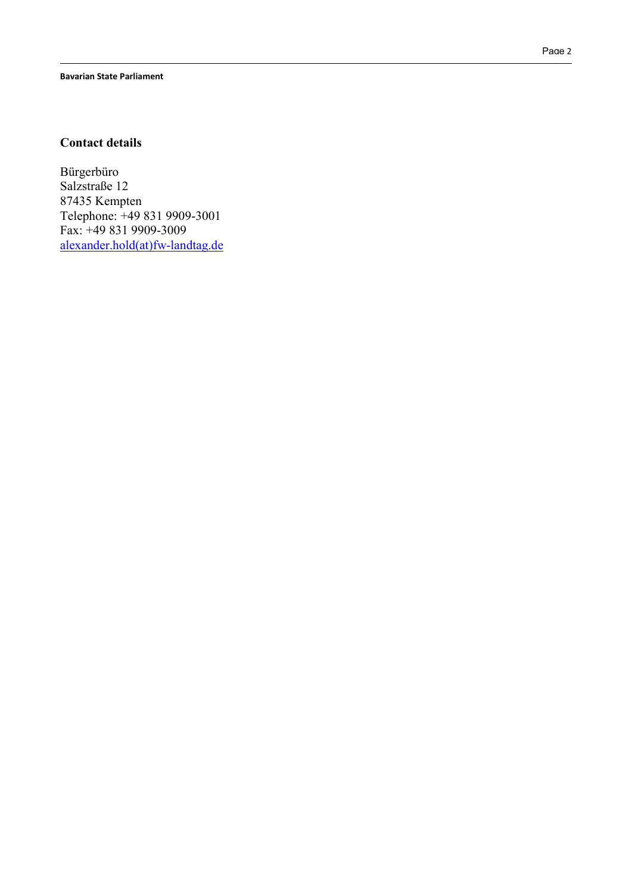## Contact details

Bürgerbüro
Salzstraße 12
87435 Kempten
Telephone: +49 831 9909-3001
Fax: +49 831 9909-3009
alexander.hold(at)fw-landtag.de